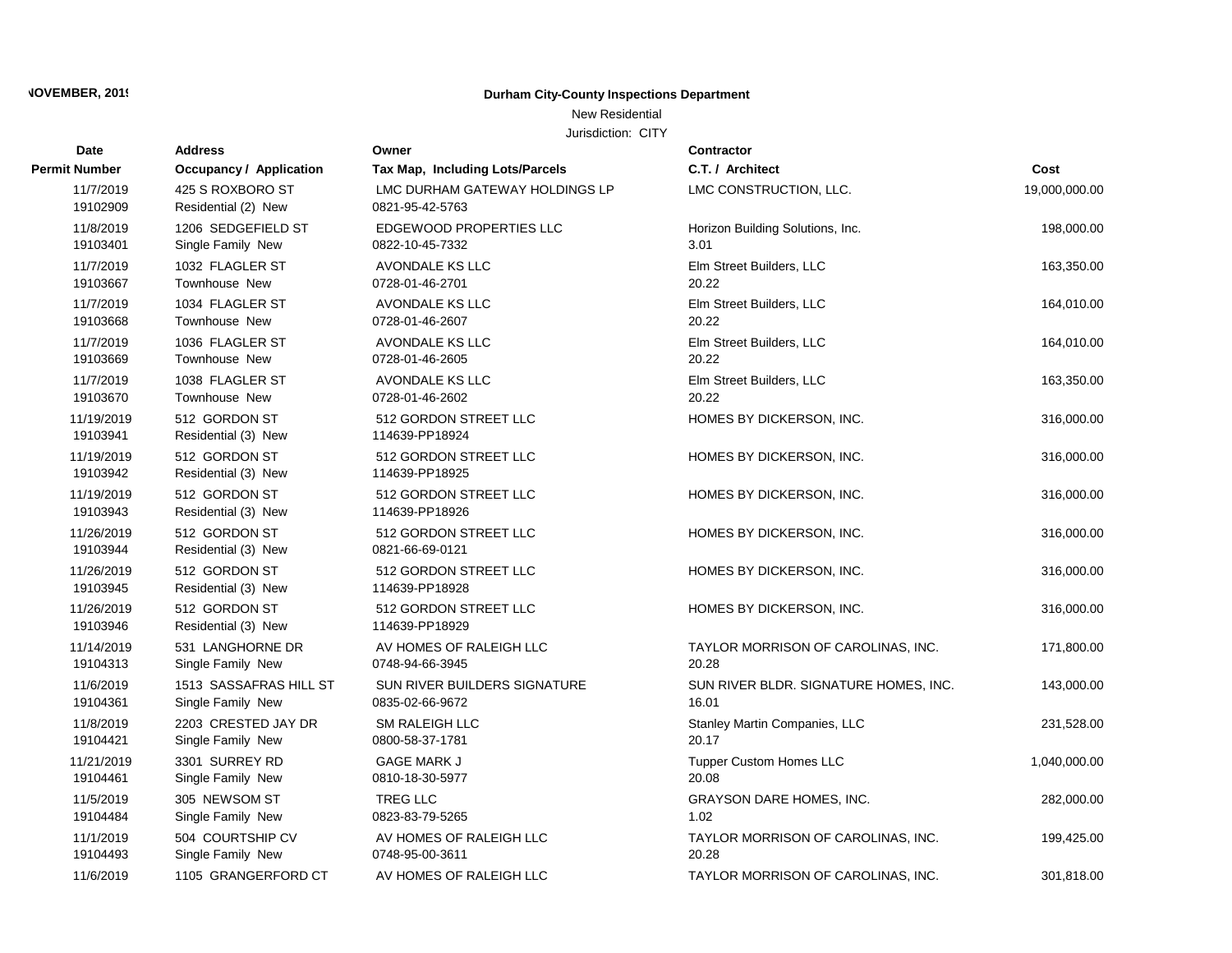NOVEMBER, 2019

**Durham City-County Inspections Department**

New Residential

Jurisdiction: CITY

| Date / Permit Number | Address / Occupancy / Application | Owner / Tax Map, Including Lots/Parcels | Contractor / C.T. / Architect | Cost |
|---|---|---|---|---|
| 11/7/2019<br>19102909 | 425 S ROXBORO ST<br>Residential (2) New | LMC DURHAM GATEWAY HOLDINGS LP<br>0821-95-42-5763 | LMC CONSTRUCTION, LLC. | 19,000,000.00 |
| 11/8/2019<br>19103401 | 1206 SEDGEFIELD ST<br>Single Family New | EDGEWOOD PROPERTIES LLC<br>0822-10-45-7332 | Horizon Building Solutions, Inc.<br>3.01 | 198,000.00 |
| 11/7/2019<br>19103667 | 1032 FLAGLER ST<br>Townhouse New | AVONDALE KS LLC<br>0728-01-46-2701 | Elm Street Builders, LLC<br>20.22 | 163,350.00 |
| 11/7/2019<br>19103668 | 1034 FLAGLER ST<br>Townhouse New | AVONDALE KS LLC<br>0728-01-46-2607 | Elm Street Builders, LLC<br>20.22 | 164,010.00 |
| 11/7/2019<br>19103669 | 1036 FLAGLER ST<br>Townhouse New | AVONDALE KS LLC<br>0728-01-46-2605 | Elm Street Builders, LLC<br>20.22 | 164,010.00 |
| 11/7/2019<br>19103670 | 1038 FLAGLER ST<br>Townhouse New | AVONDALE KS LLC<br>0728-01-46-2602 | Elm Street Builders, LLC<br>20.22 | 163,350.00 |
| 11/19/2019<br>19103941 | 512 GORDON ST<br>Residential (3) New | 512 GORDON STREET LLC<br>114639-PP18924 | HOMES BY DICKERSON, INC. | 316,000.00 |
| 11/19/2019<br>19103942 | 512 GORDON ST<br>Residential (3) New | 512 GORDON STREET LLC<br>114639-PP18925 | HOMES BY DICKERSON, INC. | 316,000.00 |
| 11/19/2019<br>19103943 | 512 GORDON ST<br>Residential (3) New | 512 GORDON STREET LLC<br>114639-PP18926 | HOMES BY DICKERSON, INC. | 316,000.00 |
| 11/26/2019<br>19103944 | 512 GORDON ST<br>Residential (3) New | 512 GORDON STREET LLC<br>0821-66-69-0121 | HOMES BY DICKERSON, INC. | 316,000.00 |
| 11/26/2019<br>19103945 | 512 GORDON ST<br>Residential (3) New | 512 GORDON STREET LLC<br>114639-PP18928 | HOMES BY DICKERSON, INC. | 316,000.00 |
| 11/26/2019<br>19103946 | 512 GORDON ST<br>Residential (3) New | 512 GORDON STREET LLC<br>114639-PP18929 | HOMES BY DICKERSON, INC. | 316,000.00 |
| 11/14/2019<br>19104313 | 531 LANGHORNE DR<br>Single Family New | AV HOMES OF RALEIGH LLC<br>0748-94-66-3945 | TAYLOR MORRISON OF CAROLINAS, INC.<br>20.28 | 171,800.00 |
| 11/6/2019<br>19104361 | 1513 SASSAFRAS HILL ST<br>Single Family New | SUN RIVER BUILDERS SIGNATURE<br>0835-02-66-9672 | SUN RIVER BLDR. SIGNATURE HOMES, INC.<br>16.01 | 143,000.00 |
| 11/8/2019<br>19104421 | 2203 CRESTED JAY DR<br>Single Family New | SM RALEIGH LLC<br>0800-58-37-1781 | Stanley Martin Companies, LLC<br>20.17 | 231,528.00 |
| 11/21/2019<br>19104461 | 3301 SURREY RD<br>Single Family New | GAGE MARK J<br>0810-18-30-5977 | Tupper Custom Homes LLC<br>20.08 | 1,040,000.00 |
| 11/5/2019<br>19104484 | 305 NEWSOM ST<br>Single Family New | TREG LLC<br>0823-83-79-5265 | GRAYSON DARE HOMES, INC.<br>1.02 | 282,000.00 |
| 11/1/2019<br>19104493 | 504 COURTSHIP CV<br>Single Family New | AV HOMES OF RALEIGH LLC<br>0748-95-00-3611 | TAYLOR MORRISON OF CAROLINAS, INC.<br>20.28 | 199,425.00 |
| 11/6/2019 | 1105 GRANGERFORD CT | AV HOMES OF RALEIGH LLC | TAYLOR MORRISON OF CAROLINAS, INC. | 301,818.00 |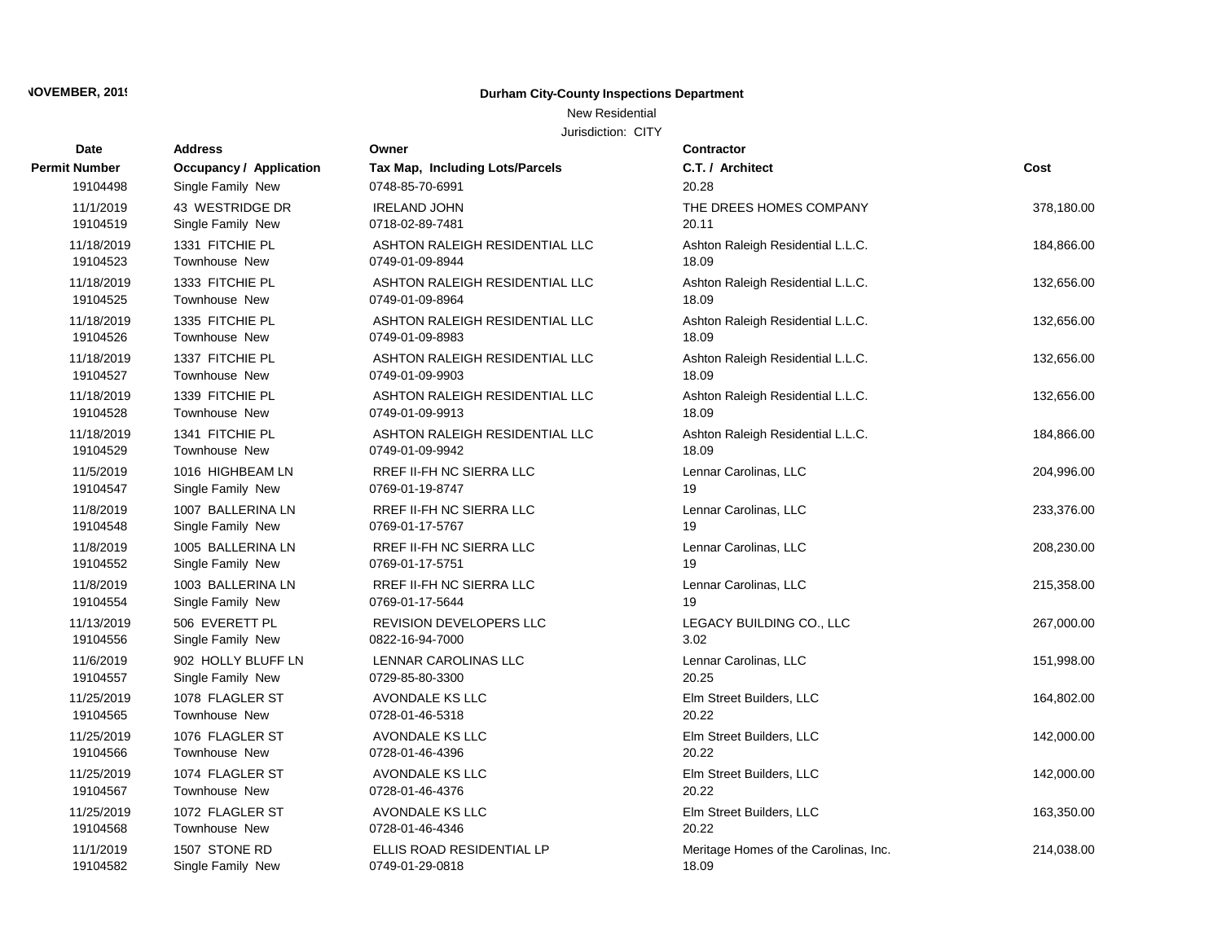**NOVEMBER, 2019**

**Durham City-County Inspections Department**

New Residential

Jurisdiction: CITY

| Date / Permit Number | Address / Occupancy / Application | Owner / Tax Map, Including Lots/Parcels | Contractor / C.T. / Architect | Cost |
|---|---|---|---|---|
| 19104498 | Single Family New | 0748-85-70-6991 | 20.28 | |
| 11/1/2019 | 43 WESTRIDGE DR | IRELAND JOHN | THE DREES HOMES COMPANY | 378,180.00 |
| 19104519 | Single Family New | 0718-02-89-7481 | 20.11 | |
| 11/18/2019 | 1331 FITCHIE PL | ASHTON RALEIGH RESIDENTIAL LLC | Ashton Raleigh Residential L.L.C. | 184,866.00 |
| 19104523 | Townhouse New | 0749-01-09-8944 | 18.09 | |
| 11/18/2019 | 1333 FITCHIE PL | ASHTON RALEIGH RESIDENTIAL LLC | Ashton Raleigh Residential L.L.C. | 132,656.00 |
| 19104525 | Townhouse New | 0749-01-09-8964 | 18.09 | |
| 11/18/2019 | 1335 FITCHIE PL | ASHTON RALEIGH RESIDENTIAL LLC | Ashton Raleigh Residential L.L.C. | 132,656.00 |
| 19104526 | Townhouse New | 0749-01-09-8983 | 18.09 | |
| 11/18/2019 | 1337 FITCHIE PL | ASHTON RALEIGH RESIDENTIAL LLC | Ashton Raleigh Residential L.L.C. | 132,656.00 |
| 19104527 | Townhouse New | 0749-01-09-9903 | 18.09 | |
| 11/18/2019 | 1339 FITCHIE PL | ASHTON RALEIGH RESIDENTIAL LLC | Ashton Raleigh Residential L.L.C. | 132,656.00 |
| 19104528 | Townhouse New | 0749-01-09-9913 | 18.09 | |
| 11/18/2019 | 1341 FITCHIE PL | ASHTON RALEIGH RESIDENTIAL LLC | Ashton Raleigh Residential L.L.C. | 184,866.00 |
| 19104529 | Townhouse New | 0749-01-09-9942 | 18.09 | |
| 11/5/2019 | 1016 HIGHBEAM LN | RREF II-FH NC SIERRA LLC | Lennar Carolinas, LLC | 204,996.00 |
| 19104547 | Single Family New | 0769-01-19-8747 | 19 | |
| 11/8/2019 | 1007 BALLERINA LN | RREF II-FH NC SIERRA LLC | Lennar Carolinas, LLC | 233,376.00 |
| 19104548 | Single Family New | 0769-01-17-5767 | 19 | |
| 11/8/2019 | 1005 BALLERINA LN | RREF II-FH NC SIERRA LLC | Lennar Carolinas, LLC | 208,230.00 |
| 19104552 | Single Family New | 0769-01-17-5751 | 19 | |
| 11/8/2019 | 1003 BALLERINA LN | RREF II-FH NC SIERRA LLC | Lennar Carolinas, LLC | 215,358.00 |
| 19104554 | Single Family New | 0769-01-17-5644 | 19 | |
| 11/13/2019 | 506 EVERETT PL | REVISION DEVELOPERS LLC | LEGACY BUILDING CO., LLC | 267,000.00 |
| 19104556 | Single Family New | 0822-16-94-7000 | 3.02 | |
| 11/6/2019 | 902 HOLLY BLUFF LN | LENNAR CAROLINAS LLC | Lennar Carolinas, LLC | 151,998.00 |
| 19104557 | Single Family New | 0729-85-80-3300 | 20.25 | |
| 11/25/2019 | 1078 FLAGLER ST | AVONDALE KS LLC | Elm Street Builders, LLC | 164,802.00 |
| 19104565 | Townhouse New | 0728-01-46-5318 | 20.22 | |
| 11/25/2019 | 1076 FLAGLER ST | AVONDALE KS LLC | Elm Street Builders, LLC | 142,000.00 |
| 19104566 | Townhouse New | 0728-01-46-4396 | 20.22 | |
| 11/25/2019 | 1074 FLAGLER ST | AVONDALE KS LLC | Elm Street Builders, LLC | 142,000.00 |
| 19104567 | Townhouse New | 0728-01-46-4376 | 20.22 | |
| 11/25/2019 | 1072 FLAGLER ST | AVONDALE KS LLC | Elm Street Builders, LLC | 163,350.00 |
| 19104568 | Townhouse New | 0728-01-46-4346 | 20.22 | |
| 11/1/2019 | 1507 STONE RD | ELLIS ROAD RESIDENTIAL LP | Meritage Homes of the Carolinas, Inc. | 214,038.00 |
| 19104582 | Single Family New | 0749-01-29-0818 | 18.09 | |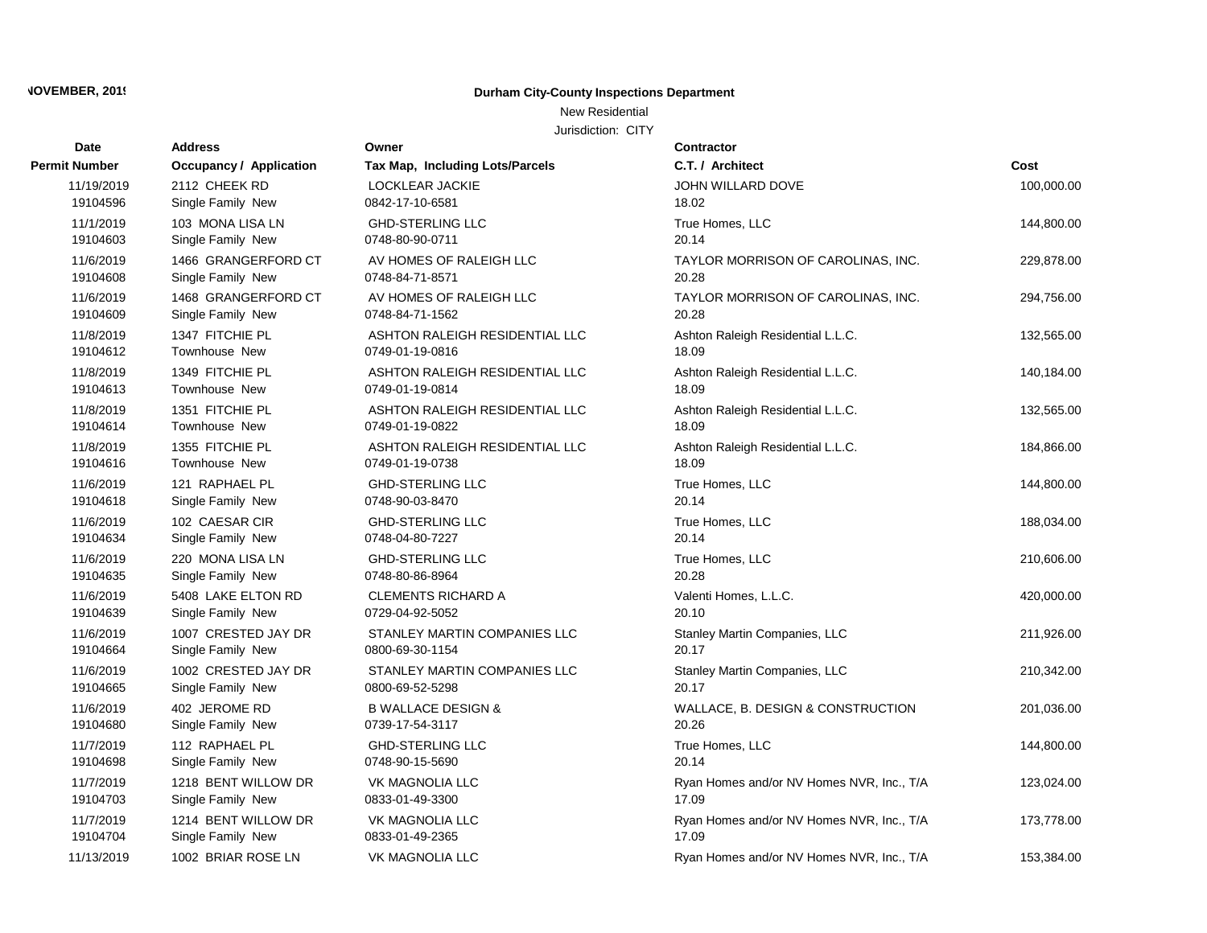NOVEMBER, 2019

**Durham City-County Inspections Department**

New Residential

Jurisdiction: CITY

| Date / Permit Number | Address / Occupancy / Application | Owner / Tax Map, Including Lots/Parcels | Contractor / C.T. / Architect | Cost |
|---|---|---|---|---|
| 11/19/2019<br>19104596 | 2112 CHEEK RD<br>Single Family New | LOCKLEAR JACKIE<br>0842-17-10-6581 | JOHN WILLARD DOVE<br>18.02 | 100,000.00 |
| 11/1/2019<br>19104603 | 103 MONA LISA LN<br>Single Family New | GHD-STERLING LLC<br>0748-80-90-0711 | True Homes, LLC<br>20.14 | 144,800.00 |
| 11/6/2019<br>19104608 | 1466 GRANGERFORD CT<br>Single Family New | AV HOMES OF RALEIGH LLC<br>0748-84-71-8571 | TAYLOR MORRISON OF CAROLINAS, INC.<br>20.28 | 229,878.00 |
| 11/6/2019<br>19104609 | 1468 GRANGERFORD CT<br>Single Family New | AV HOMES OF RALEIGH LLC<br>0748-84-71-1562 | TAYLOR MORRISON OF CAROLINAS, INC.<br>20.28 | 294,756.00 |
| 11/8/2019<br>19104612 | 1347 FITCHIE PL<br>Townhouse New | ASHTON RALEIGH RESIDENTIAL LLC<br>0749-01-19-0816 | Ashton Raleigh Residential L.L.C.<br>18.09 | 132,565.00 |
| 11/8/2019<br>19104613 | 1349 FITCHIE PL<br>Townhouse New | ASHTON RALEIGH RESIDENTIAL LLC<br>0749-01-19-0814 | Ashton Raleigh Residential L.L.C.<br>18.09 | 140,184.00 |
| 11/8/2019<br>19104614 | 1351 FITCHIE PL<br>Townhouse New | ASHTON RALEIGH RESIDENTIAL LLC<br>0749-01-19-0822 | Ashton Raleigh Residential L.L.C.<br>18.09 | 132,565.00 |
| 11/8/2019<br>19104616 | 1355 FITCHIE PL<br>Townhouse New | ASHTON RALEIGH RESIDENTIAL LLC<br>0749-01-19-0738 | Ashton Raleigh Residential L.L.C.<br>18.09 | 184,866.00 |
| 11/6/2019<br>19104618 | 121 RAPHAEL PL<br>Single Family New | GHD-STERLING LLC<br>0748-90-03-8470 | True Homes, LLC<br>20.14 | 144,800.00 |
| 11/6/2019<br>19104634 | 102 CAESAR CIR<br>Single Family New | GHD-STERLING LLC<br>0748-04-80-7227 | True Homes, LLC<br>20.14 | 188,034.00 |
| 11/6/2019<br>19104635 | 220 MONA LISA LN<br>Single Family New | GHD-STERLING LLC<br>0748-80-86-8964 | True Homes, LLC<br>20.28 | 210,606.00 |
| 11/6/2019<br>19104639 | 5408 LAKE ELTON RD<br>Single Family New | CLEMENTS RICHARD A<br>0729-04-92-5052 | Valenti Homes, L.L.C.<br>20.10 | 420,000.00 |
| 11/6/2019<br>19104664 | 1007 CRESTED JAY DR<br>Single Family New | STANLEY MARTIN COMPANIES LLC<br>0800-69-30-1154 | Stanley Martin Companies, LLC<br>20.17 | 211,926.00 |
| 11/6/2019<br>19104665 | 1002 CRESTED JAY DR<br>Single Family New | STANLEY MARTIN COMPANIES LLC<br>0800-69-52-5298 | Stanley Martin Companies, LLC<br>20.17 | 210,342.00 |
| 11/6/2019<br>19104680 | 402 JEROME RD<br>Single Family New | B WALLACE DESIGN &<br>0739-17-54-3117 | WALLACE, B. DESIGN & CONSTRUCTION<br>20.26 | 201,036.00 |
| 11/7/2019<br>19104698 | 112 RAPHAEL PL<br>Single Family New | GHD-STERLING LLC<br>0748-90-15-5690 | True Homes, LLC<br>20.14 | 144,800.00 |
| 11/7/2019<br>19104703 | 1218 BENT WILLOW DR<br>Single Family New | VK MAGNOLIA LLC<br>0833-01-49-3300 | Ryan Homes and/or NV Homes NVR, Inc., T/A<br>17.09 | 123,024.00 |
| 11/7/2019<br>19104704 | 1214 BENT WILLOW DR<br>Single Family New | VK MAGNOLIA LLC<br>0833-01-49-2365 | Ryan Homes and/or NV Homes NVR, Inc., T/A<br>17.09 | 173,778.00 |
| 11/13/2019 | 1002 BRIAR ROSE LN | VK MAGNOLIA LLC | Ryan Homes and/or NV Homes NVR, Inc., T/A | 153,384.00 |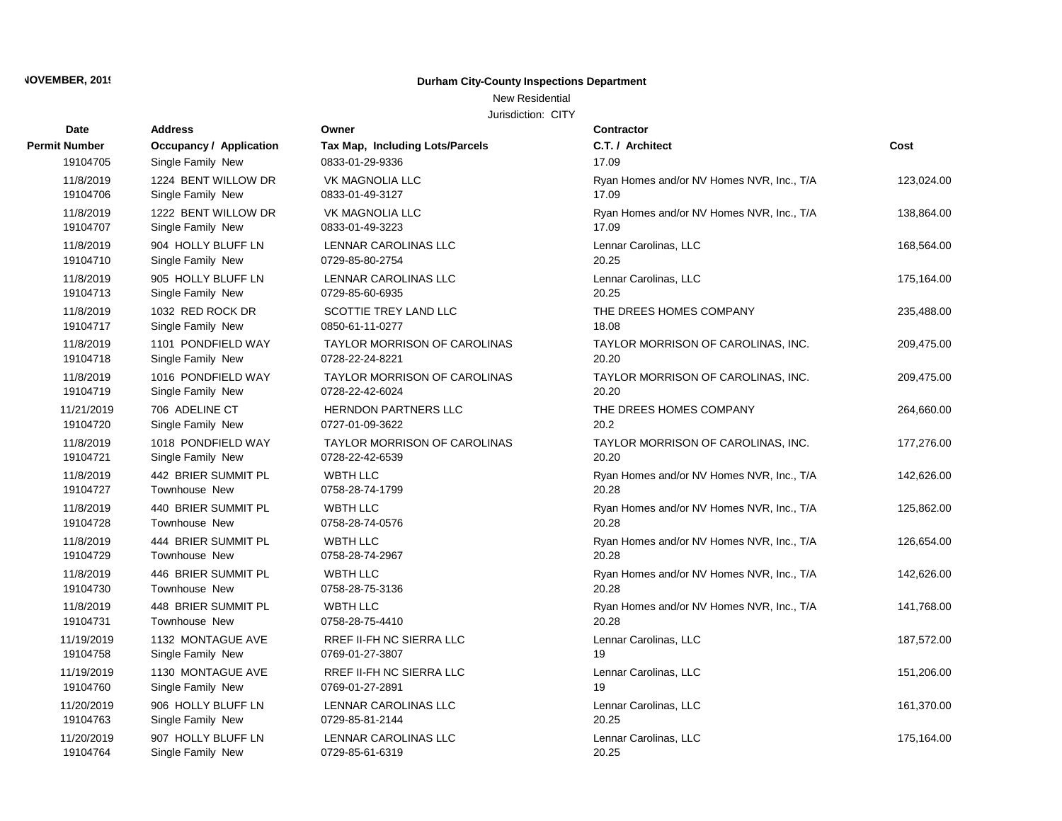**NOVEMBER, 2019**

# Durham City-County Inspections Department

New Residential

Jurisdiction: CITY

| Date / Permit Number | Address / Occupancy / Application | Owner / Tax Map, Including Lots/Parcels | Contractor / C.T. / Architect | Cost |
|---|---|---|---|---|
| 19104705 | Single Family New | 0833-01-29-9336 | 17.09 | |
| 11/8/2019 | 1224 BENT WILLOW DR | VK MAGNOLIA LLC | Ryan Homes and/or NV Homes NVR, Inc., T/A | 123,024.00 |
| 19104706 | Single Family New | 0833-01-49-3127 | 17.09 | |
| 11/8/2019 | 1222 BENT WILLOW DR | VK MAGNOLIA LLC | Ryan Homes and/or NV Homes NVR, Inc., T/A | 138,864.00 |
| 19104707 | Single Family New | 0833-01-49-3223 | 17.09 | |
| 11/8/2019 | 904 HOLLY BLUFF LN | LENNAR CAROLINAS LLC | Lennar Carolinas, LLC | 168,564.00 |
| 19104710 | Single Family New | 0729-85-80-2754 | 20.25 | |
| 11/8/2019 | 905 HOLLY BLUFF LN | LENNAR CAROLINAS LLC | Lennar Carolinas, LLC | 175,164.00 |
| 19104713 | Single Family New | 0729-85-60-6935 | 20.25 | |
| 11/8/2019 | 1032 RED ROCK DR | SCOTTIE TREY LAND LLC | THE DREES HOMES COMPANY | 235,488.00 |
| 19104717 | Single Family New | 0850-61-11-0277 | 18.08 | |
| 11/8/2019 | 1101 PONDFIELD WAY | TAYLOR MORRISON OF CAROLINAS | TAYLOR MORRISON OF CAROLINAS, INC. | 209,475.00 |
| 19104718 | Single Family New | 0728-22-24-8221 | 20.20 | |
| 11/8/2019 | 1016 PONDFIELD WAY | TAYLOR MORRISON OF CAROLINAS | TAYLOR MORRISON OF CAROLINAS, INC. | 209,475.00 |
| 19104719 | Single Family New | 0728-22-42-6024 | 20.20 | |
| 11/21/2019 | 706 ADELINE CT | HERNDON PARTNERS LLC | THE DREES HOMES COMPANY | 264,660.00 |
| 19104720 | Single Family New | 0727-01-09-3622 | 20.2 | |
| 11/8/2019 | 1018 PONDFIELD WAY | TAYLOR MORRISON OF CAROLINAS | TAYLOR MORRISON OF CAROLINAS, INC. | 177,276.00 |
| 19104721 | Single Family New | 0728-22-42-6539 | 20.20 | |
| 11/8/2019 | 442 BRIER SUMMIT PL | WBTH LLC | Ryan Homes and/or NV Homes NVR, Inc., T/A | 142,626.00 |
| 19104727 | Townhouse New | 0758-28-74-1799 | 20.28 | |
| 11/8/2019 | 440 BRIER SUMMIT PL | WBTH LLC | Ryan Homes and/or NV Homes NVR, Inc., T/A | 125,862.00 |
| 19104728 | Townhouse New | 0758-28-74-0576 | 20.28 | |
| 11/8/2019 | 444 BRIER SUMMIT PL | WBTH LLC | Ryan Homes and/or NV Homes NVR, Inc., T/A | 126,654.00 |
| 19104729 | Townhouse New | 0758-28-74-2967 | 20.28 | |
| 11/8/2019 | 446 BRIER SUMMIT PL | WBTH LLC | Ryan Homes and/or NV Homes NVR, Inc., T/A | 142,626.00 |
| 19104730 | Townhouse New | 0758-28-75-3136 | 20.28 | |
| 11/8/2019 | 448 BRIER SUMMIT PL | WBTH LLC | Ryan Homes and/or NV Homes NVR, Inc., T/A | 141,768.00 |
| 19104731 | Townhouse New | 0758-28-75-4410 | 20.28 | |
| 11/19/2019 | 1132 MONTAGUE AVE | RREF II-FH NC SIERRA LLC | Lennar Carolinas, LLC | 187,572.00 |
| 19104758 | Single Family New | 0769-01-27-3807 | 19 | |
| 11/19/2019 | 1130 MONTAGUE AVE | RREF II-FH NC SIERRA LLC | Lennar Carolinas, LLC | 151,206.00 |
| 19104760 | Single Family New | 0769-01-27-2891 | 19 | |
| 11/20/2019 | 906 HOLLY BLUFF LN | LENNAR CAROLINAS LLC | Lennar Carolinas, LLC | 161,370.00 |
| 19104763 | Single Family New | 0729-85-81-2144 | 20.25 | |
| 11/20/2019 | 907 HOLLY BLUFF LN | LENNAR CAROLINAS LLC | Lennar Carolinas, LLC | 175,164.00 |
| 19104764 | Single Family New | 0729-85-61-6319 | 20.25 | |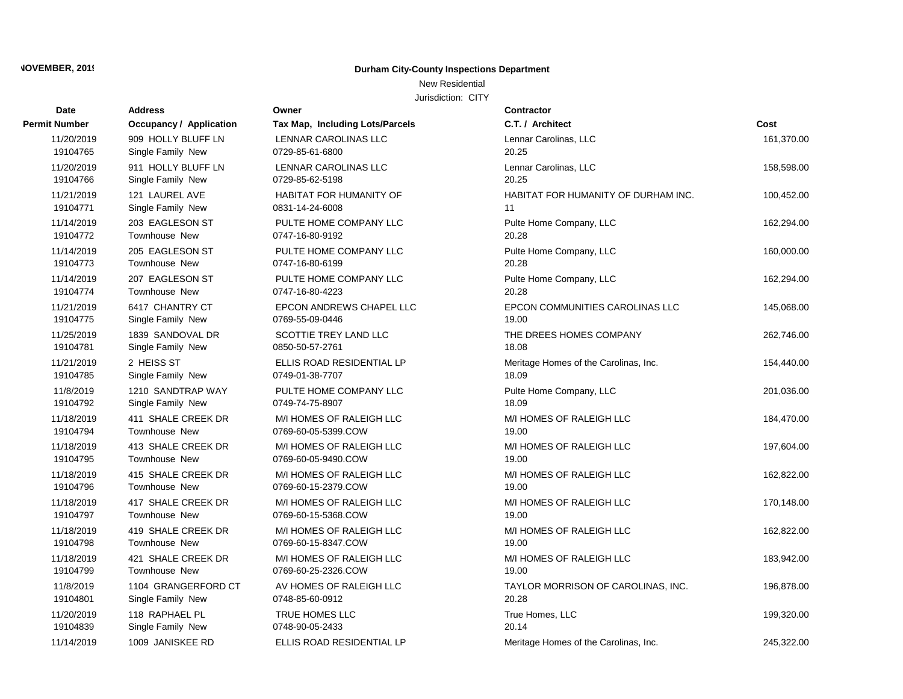NOVEMBER, 2019

**Durham City-County Inspections Department**

New Residential

Jurisdiction: CITY

| Date / Permit Number | Address / Occupancy / Application | Owner / Tax Map, Including Lots/Parcels | Contractor / C.T. / Architect | Cost |
|---|---|---|---|---|
| 11/20/2019<br>19104765 | 909 HOLLY BLUFF LN<br>Single Family New | LENNAR CAROLINAS LLC<br>0729-85-61-6800 | Lennar Carolinas, LLC<br>20.25 | 161,370.00 |
| 11/20/2019<br>19104766 | 911 HOLLY BLUFF LN<br>Single Family New | LENNAR CAROLINAS LLC<br>0729-85-62-5198 | Lennar Carolinas, LLC<br>20.25 | 158,598.00 |
| 11/21/2019<br>19104771 | 121 LAUREL AVE<br>Single Family New | HABITAT FOR HUMANITY OF<br>0831-14-24-6008 | HABITAT FOR HUMANITY OF DURHAM INC.<br>11 | 100,452.00 |
| 11/14/2019<br>19104772 | 203 EAGLESON ST<br>Townhouse New | PULTE HOME COMPANY LLC<br>0747-16-80-9192 | Pulte Home Company, LLC<br>20.28 | 162,294.00 |
| 11/14/2019<br>19104773 | 205 EAGLESON ST<br>Townhouse New | PULTE HOME COMPANY LLC<br>0747-16-80-6199 | Pulte Home Company, LLC<br>20.28 | 160,000.00 |
| 11/14/2019<br>19104774 | 207 EAGLESON ST<br>Townhouse New | PULTE HOME COMPANY LLC<br>0747-16-80-4223 | Pulte Home Company, LLC<br>20.28 | 162,294.00 |
| 11/21/2019<br>19104775 | 6417 CHANTRY CT<br>Single Family New | EPCON ANDREWS CHAPEL LLC<br>0769-55-09-0446 | EPCON COMMUNITIES CAROLINAS LLC<br>19.00 | 145,068.00 |
| 11/25/2019<br>19104781 | 1839 SANDOVAL DR<br>Single Family New | SCOTTIE TREY LAND LLC<br>0850-50-57-2761 | THE DREES HOMES COMPANY<br>18.08 | 262,746.00 |
| 11/21/2019<br>19104785 | 2 HEISS ST<br>Single Family New | ELLIS ROAD RESIDENTIAL LP<br>0749-01-38-7707 | Meritage Homes of the Carolinas, Inc.<br>18.09 | 154,440.00 |
| 11/8/2019<br>19104792 | 1210 SANDTRAP WAY<br>Single Family New | PULTE HOME COMPANY LLC<br>0749-74-75-8907 | Pulte Home Company, LLC<br>18.09 | 201,036.00 |
| 11/18/2019<br>19104794 | 411 SHALE CREEK DR<br>Townhouse New | M/I HOMES OF RALEIGH LLC<br>0769-60-05-5399.COW | M/I HOMES OF RALEIGH LLC<br>19.00 | 184,470.00 |
| 11/18/2019<br>19104795 | 413 SHALE CREEK DR<br>Townhouse New | M/I HOMES OF RALEIGH LLC<br>0769-60-05-9490.COW | M/I HOMES OF RALEIGH LLC<br>19.00 | 197,604.00 |
| 11/18/2019<br>19104796 | 415 SHALE CREEK DR<br>Townhouse New | M/I HOMES OF RALEIGH LLC<br>0769-60-15-2379.COW | M/I HOMES OF RALEIGH LLC<br>19.00 | 162,822.00 |
| 11/18/2019<br>19104797 | 417 SHALE CREEK DR<br>Townhouse New | M/I HOMES OF RALEIGH LLC<br>0769-60-15-5368.COW | M/I HOMES OF RALEIGH LLC<br>19.00 | 170,148.00 |
| 11/18/2019<br>19104798 | 419 SHALE CREEK DR<br>Townhouse New | M/I HOMES OF RALEIGH LLC<br>0769-60-15-8347.COW | M/I HOMES OF RALEIGH LLC<br>19.00 | 162,822.00 |
| 11/18/2019<br>19104799 | 421 SHALE CREEK DR<br>Townhouse New | M/I HOMES OF RALEIGH LLC<br>0769-60-25-2326.COW | M/I HOMES OF RALEIGH LLC<br>19.00 | 183,942.00 |
| 11/8/2019<br>19104801 | 1104 GRANGERFORD CT<br>Single Family New | AV HOMES OF RALEIGH LLC<br>0748-85-60-0912 | TAYLOR MORRISON OF CAROLINAS, INC.<br>20.28 | 196,878.00 |
| 11/20/2019<br>19104839 | 118 RAPHAEL PL<br>Single Family New | TRUE HOMES LLC<br>0748-90-05-2433 | True Homes, LLC<br>20.14 | 199,320.00 |
| 11/14/2019 | 1009 JANISKEE RD | ELLIS ROAD RESIDENTIAL LP | Meritage Homes of the Carolinas, Inc. | 245,322.00 |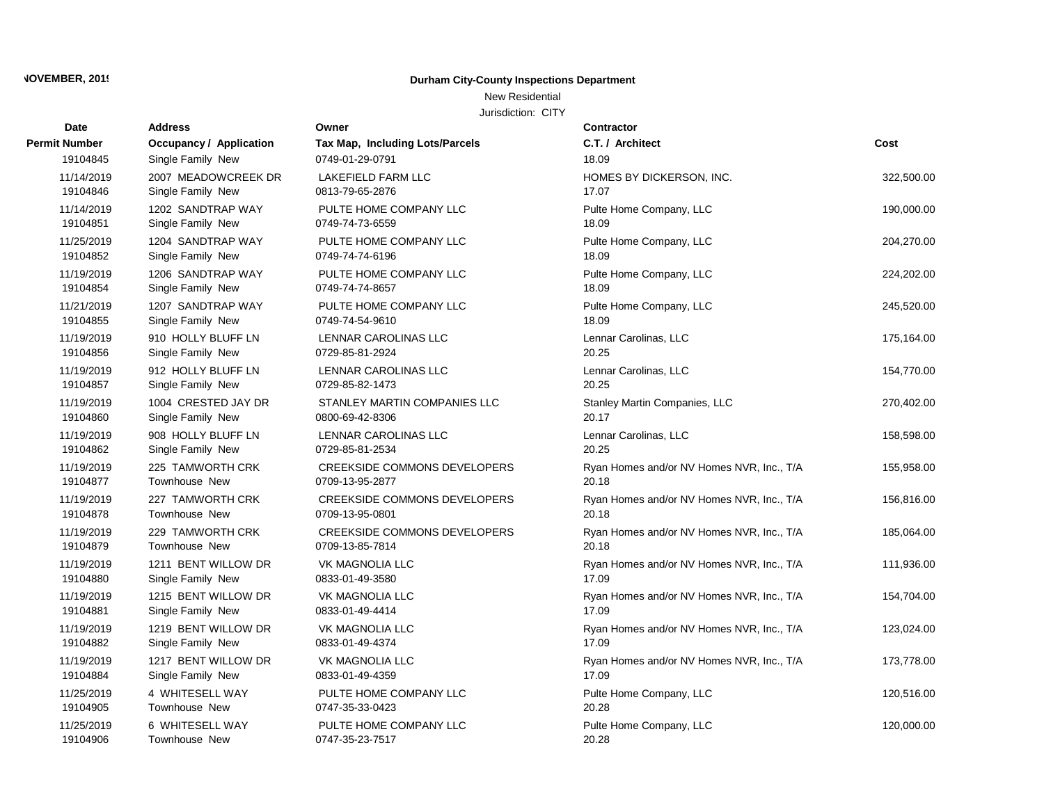**NOVEMBER, 2019**

# Durham City-County Inspections Department

New Residential

Jurisdiction: CITY

| Date<br>Permit Number | Address<br>Occupancy / Application | Owner<br>Tax Map, Including Lots/Parcels | Contractor<br>C.T. / Architect | Cost |
|---|---|---|---|---|
| 19104845 | Single Family New | 0749-01-29-0791 | 18.09 | |
| 11/14/2019<br>19104846 | 2007 MEADOWCREEK DR<br>Single Family New | LAKEFIELD FARM LLC<br>0813-79-65-2876 | HOMES BY DICKERSON, INC.<br>17.07 | 322,500.00 |
| 11/14/2019<br>19104851 | 1202 SANDTRAP WAY<br>Single Family New | PULTE HOME COMPANY LLC<br>0749-74-73-6559 | Pulte Home Company, LLC<br>18.09 | 190,000.00 |
| 11/25/2019<br>19104852 | 1204 SANDTRAP WAY<br>Single Family New | PULTE HOME COMPANY LLC<br>0749-74-74-6196 | Pulte Home Company, LLC<br>18.09 | 204,270.00 |
| 11/19/2019<br>19104854 | 1206 SANDTRAP WAY<br>Single Family New | PULTE HOME COMPANY LLC<br>0749-74-74-8657 | Pulte Home Company, LLC<br>18.09 | 224,202.00 |
| 11/21/2019<br>19104855 | 1207 SANDTRAP WAY<br>Single Family New | PULTE HOME COMPANY LLC<br>0749-74-54-9610 | Pulte Home Company, LLC<br>18.09 | 245,520.00 |
| 11/19/2019<br>19104856 | 910 HOLLY BLUFF LN<br>Single Family New | LENNAR CAROLINAS LLC<br>0729-85-81-2924 | Lennar Carolinas, LLC<br>20.25 | 175,164.00 |
| 11/19/2019<br>19104857 | 912 HOLLY BLUFF LN<br>Single Family New | LENNAR CAROLINAS LLC<br>0729-85-82-1473 | Lennar Carolinas, LLC<br>20.25 | 154,770.00 |
| 11/19/2019<br>19104860 | 1004 CRESTED JAY DR<br>Single Family New | STANLEY MARTIN COMPANIES LLC<br>0800-69-42-8306 | Stanley Martin Companies, LLC<br>20.17 | 270,402.00 |
| 11/19/2019<br>19104862 | 908 HOLLY BLUFF LN<br>Single Family New | LENNAR CAROLINAS LLC<br>0729-85-81-2534 | Lennar Carolinas, LLC<br>20.25 | 158,598.00 |
| 11/19/2019<br>19104877 | 225 TAMWORTH CRK<br>Townhouse New | CREEKSIDE COMMONS DEVELOPERS<br>0709-13-95-2877 | Ryan Homes and/or NV Homes NVR, Inc., T/A<br>20.18 | 155,958.00 |
| 11/19/2019<br>19104878 | 227 TAMWORTH CRK<br>Townhouse New | CREEKSIDE COMMONS DEVELOPERS<br>0709-13-95-0801 | Ryan Homes and/or NV Homes NVR, Inc., T/A<br>20.18 | 156,816.00 |
| 11/19/2019<br>19104879 | 229 TAMWORTH CRK<br>Townhouse New | CREEKSIDE COMMONS DEVELOPERS<br>0709-13-85-7814 | Ryan Homes and/or NV Homes NVR, Inc., T/A<br>20.18 | 185,064.00 |
| 11/19/2019<br>19104880 | 1211 BENT WILLOW DR<br>Single Family New | VK MAGNOLIA LLC<br>0833-01-49-3580 | Ryan Homes and/or NV Homes NVR, Inc., T/A<br>17.09 | 111,936.00 |
| 11/19/2019<br>19104881 | 1215 BENT WILLOW DR<br>Single Family New | VK MAGNOLIA LLC<br>0833-01-49-4414 | Ryan Homes and/or NV Homes NVR, Inc., T/A<br>17.09 | 154,704.00 |
| 11/19/2019<br>19104882 | 1219 BENT WILLOW DR<br>Single Family New | VK MAGNOLIA LLC<br>0833-01-49-4374 | Ryan Homes and/or NV Homes NVR, Inc., T/A<br>17.09 | 123,024.00 |
| 11/19/2019<br>19104884 | 1217 BENT WILLOW DR<br>Single Family New | VK MAGNOLIA LLC<br>0833-01-49-4359 | Ryan Homes and/or NV Homes NVR, Inc., T/A<br>17.09 | 173,778.00 |
| 11/25/2019<br>19104905 | 4 WHITESELL WAY<br>Townhouse New | PULTE HOME COMPANY LLC<br>0747-35-33-0423 | Pulte Home Company, LLC<br>20.28 | 120,516.00 |
| 11/25/2019<br>19104906 | 6 WHITESELL WAY<br>Townhouse New | PULTE HOME COMPANY LLC<br>0747-35-23-7517 | Pulte Home Company, LLC<br>20.28 | 120,000.00 |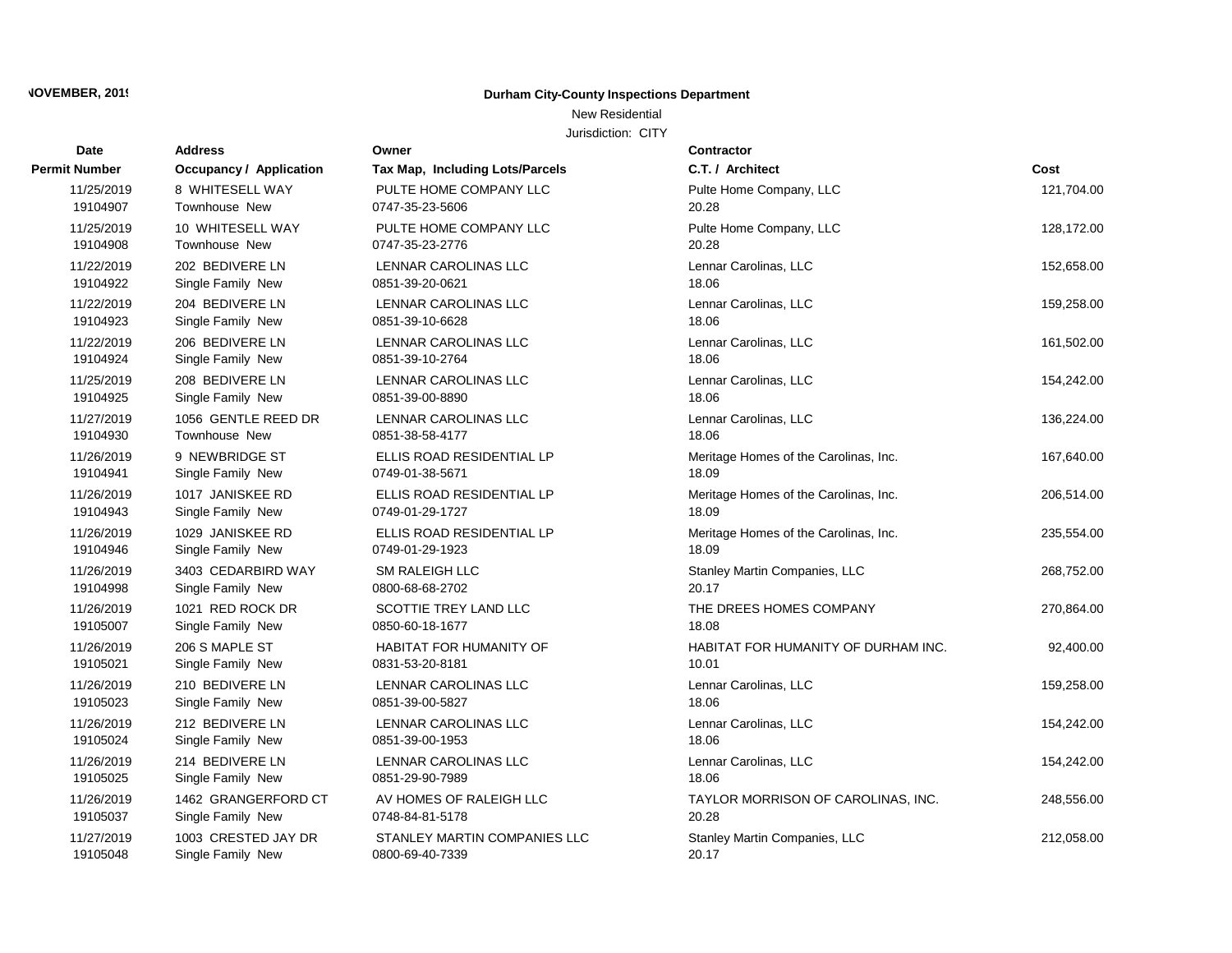**Durham City-County Inspections Department**

New Residential

Jurisdiction: CITY

| Date / Permit Number | Address / Occupancy / Application | Owner / Tax Map, Including Lots/Parcels | Contractor / C.T. / Architect | Cost |
|---|---|---|---|---|
| 11/25/2019<br>19104907 | 8 WHITESELL WAY<br>Townhouse New | PULTE HOME COMPANY LLC<br>0747-35-23-5606 | Pulte Home Company, LLC<br>20.28 | 121,704.00 |
| 11/25/2019<br>19104908 | 10 WHITESELL WAY<br>Townhouse New | PULTE HOME COMPANY LLC<br>0747-35-23-2776 | Pulte Home Company, LLC<br>20.28 | 128,172.00 |
| 11/22/2019<br>19104922 | 202 BEDIVERE LN<br>Single Family New | LENNAR CAROLINAS LLC<br>0851-39-20-0621 | Lennar Carolinas, LLC<br>18.06 | 152,658.00 |
| 11/22/2019<br>19104923 | 204 BEDIVERE LN<br>Single Family New | LENNAR CAROLINAS LLC<br>0851-39-10-6628 | Lennar Carolinas, LLC<br>18.06 | 159,258.00 |
| 11/22/2019<br>19104924 | 206 BEDIVERE LN<br>Single Family New | LENNAR CAROLINAS LLC<br>0851-39-10-2764 | Lennar Carolinas, LLC<br>18.06 | 161,502.00 |
| 11/25/2019<br>19104925 | 208 BEDIVERE LN<br>Single Family New | LENNAR CAROLINAS LLC<br>0851-39-00-8890 | Lennar Carolinas, LLC<br>18.06 | 154,242.00 |
| 11/27/2019<br>19104930 | 1056 GENTLE REED DR<br>Townhouse New | LENNAR CAROLINAS LLC<br>0851-38-58-4177 | Lennar Carolinas, LLC<br>18.06 | 136,224.00 |
| 11/26/2019<br>19104941 | 9 NEWBRIDGE ST<br>Single Family New | ELLIS ROAD RESIDENTIAL LP<br>0749-01-38-5671 | Meritage Homes of the Carolinas, Inc.<br>18.09 | 167,640.00 |
| 11/26/2019<br>19104943 | 1017 JANISKEE RD<br>Single Family New | ELLIS ROAD RESIDENTIAL LP<br>0749-01-29-1727 | Meritage Homes of the Carolinas, Inc.<br>18.09 | 206,514.00 |
| 11/26/2019<br>19104946 | 1029 JANISKEE RD<br>Single Family New | ELLIS ROAD RESIDENTIAL LP<br>0749-01-29-1923 | Meritage Homes of the Carolinas, Inc.<br>18.09 | 235,554.00 |
| 11/26/2019<br>19104998 | 3403 CEDARBIRD WAY<br>Single Family New | SM RALEIGH LLC<br>0800-68-68-2702 | Stanley Martin Companies, LLC<br>20.17 | 268,752.00 |
| 11/26/2019<br>19105007 | 1021 RED ROCK DR<br>Single Family New | SCOTTIE TREY LAND LLC<br>0850-60-18-1677 | THE DREES HOMES COMPANY<br>18.08 | 270,864.00 |
| 11/26/2019<br>19105021 | 206 S MAPLE ST<br>Single Family New | HABITAT FOR HUMANITY OF<br>0831-53-20-8181 | HABITAT FOR HUMANITY OF DURHAM INC.<br>10.01 | 92,400.00 |
| 11/26/2019<br>19105023 | 210 BEDIVERE LN<br>Single Family New | LENNAR CAROLINAS LLC<br>0851-39-00-5827 | Lennar Carolinas, LLC<br>18.06 | 159,258.00 |
| 11/26/2019<br>19105024 | 212 BEDIVERE LN<br>Single Family New | LENNAR CAROLINAS LLC<br>0851-39-00-1953 | Lennar Carolinas, LLC<br>18.06 | 154,242.00 |
| 11/26/2019<br>19105025 | 214 BEDIVERE LN<br>Single Family New | LENNAR CAROLINAS LLC<br>0851-29-90-7989 | Lennar Carolinas, LLC<br>18.06 | 154,242.00 |
| 11/26/2019<br>19105037 | 1462 GRANGERFORD CT<br>Single Family New | AV HOMES OF RALEIGH LLC<br>0748-84-81-5178 | TAYLOR MORRISON OF CAROLINAS, INC.<br>20.28 | 248,556.00 |
| 11/27/2019<br>19105048 | 1003 CRESTED JAY DR<br>Single Family New | STANLEY MARTIN COMPANIES LLC<br>0800-69-40-7339 | Stanley Martin Companies, LLC<br>20.17 | 212,058.00 |